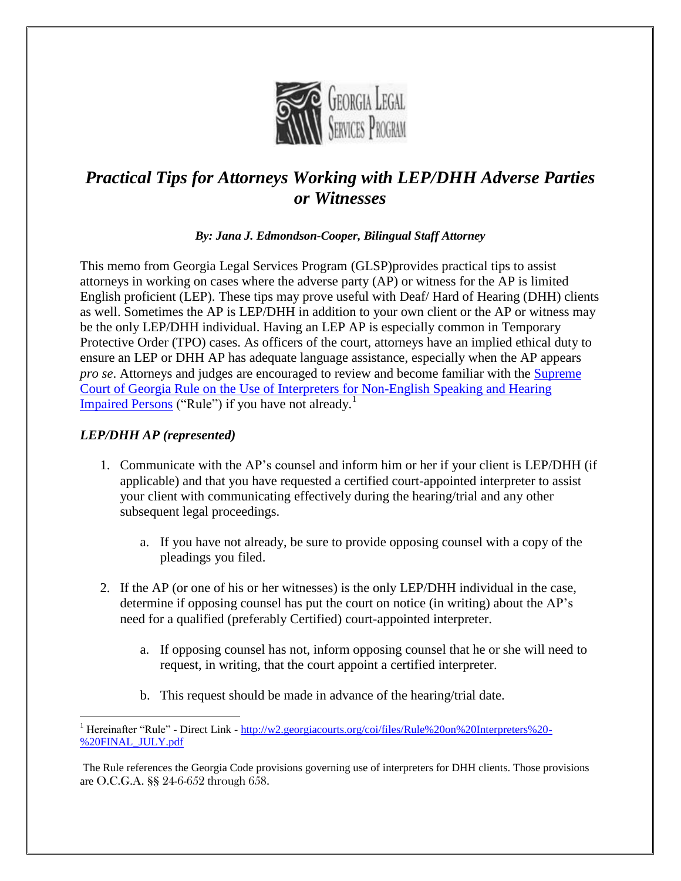# *Practical Tips for Attorneys Working with LEP/DHH Adverse Parties or Witnesses*

***By: Jana J. Edmondson-Cooper, Bilingual Staff Attorney***

This memo from Georgia Legal Services Program (GLSP)provides practical tips to assist attorneys in working on cases where the adverse party (AP) or witness for the AP is limited English proficient (LEP). These tips may prove useful with Deaf/ Hard of Hearing (DHH) clients as well. Sometimes the AP is LEP/DHH in addition to your own client or the AP or witness may be the only LEP/DHH individual. Having an LEP AP is especially common in Temporary Protective Order (TPO) cases. As officers of the court, attorneys have an implied ethical duty to ensure an LEP or DHH AP has adequate language assistance, especially when the AP appears *pro se*. Attorneys and judges are encouraged to review and become familiar with the Supreme Court of Georgia Rule on the Use of Interpreters for Non-English Speaking and Hearing Impaired Persons ("Rule") if you have not already.[1]

## *LEP/DHH AP (represented)*

1. Communicate with the AP's counsel and inform him or her if your client is LEP/DHH (if applicable) and that you have requested a certified court-appointed interpreter to assist your client with communicating effectively during the hearing/trial and any other subsequent legal proceedings.

    a. If you have not already, be sure to provide opposing counsel with a copy of the pleadings you filed.

2. If the AP (or one of his or her witnesses) is the only LEP/DHH individual in the case, determine if opposing counsel has put the court on notice (in writing) about the AP's need for a qualified (preferably Certified) court-appointed interpreter.

    a. If opposing counsel has not, inform opposing counsel that he or she will need to request, in writing, that the court appoint a certified interpreter.

    b. This request should be made in advance of the hearing/trial date.

---

[1] Hereinafter "Rule" - Direct Link - http://w2.georgiacourts.org/coi/files/Rule%20on%20Interpreters%20-%20FINAL_JULY.pdf

The Rule references the Georgia Code provisions governing use of interpreters for DHH clients. Those provisions are O.C.G.A. §§ 24-6-652 through 658.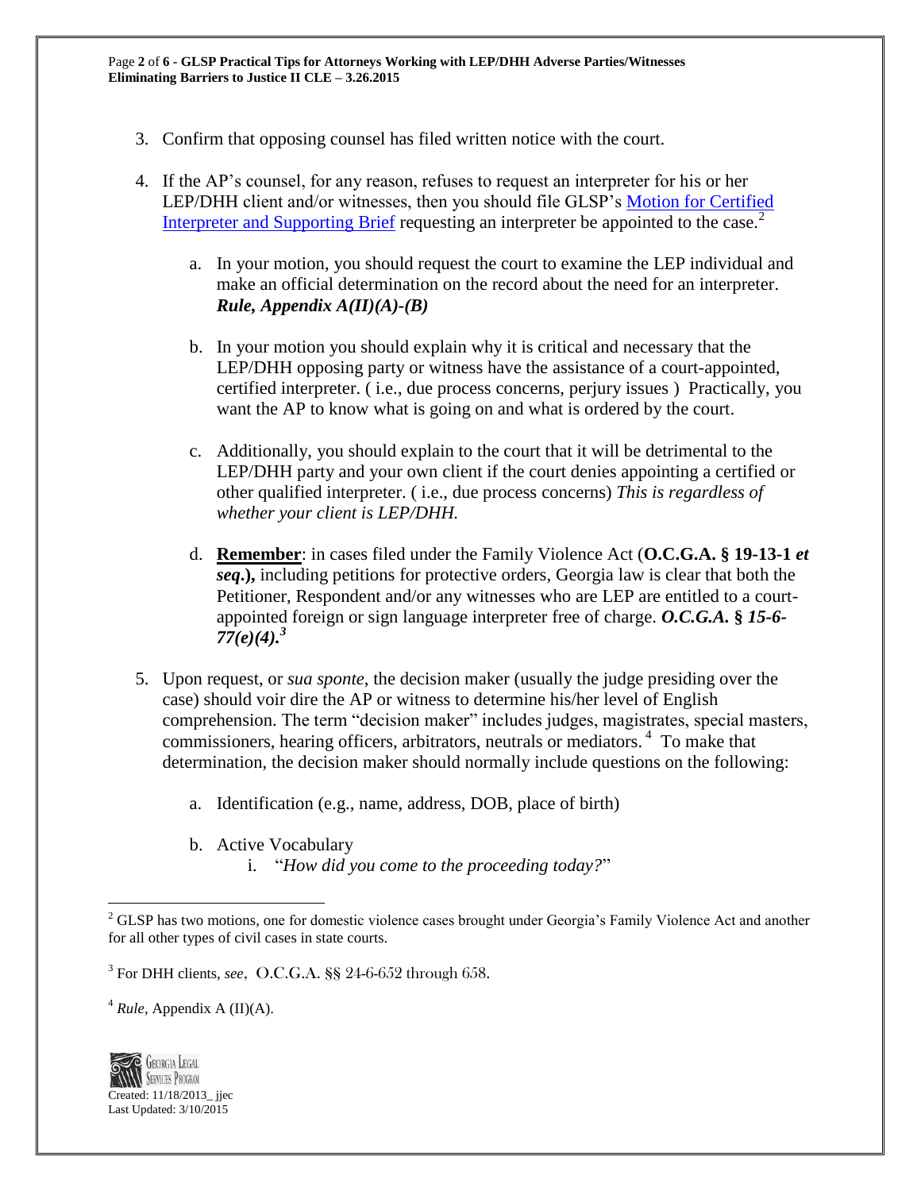3. Confirm that opposing counsel has filed written notice with the court.

4. If the AP's counsel, for any reason, refuses to request an interpreter for his or her LEP/DHH client and/or witnesses, then you should file GLSP's Motion for Certified Interpreter and Supporting Brief requesting an interpreter be appointed to the case.[2]

   a. In your motion, you should request the court to examine the LEP individual and make an official determination on the record about the need for an interpreter. ***Rule, Appendix A(II)(A)-(B)***

   b. In your motion you should explain why it is critical and necessary that the LEP/DHH opposing party or witness have the assistance of a court-appointed, certified interpreter. ( i.e., due process concerns, perjury issues ) Practically, you want the AP to know what is going on and what is ordered by the court.

   c. Additionally, you should explain to the court that it will be detrimental to the LEP/DHH party and your own client if the court denies appointing a certified or other qualified interpreter. ( i.e., due process concerns) *This is regardless of whether your client is LEP/DHH.*

   d. **Remember**: in cases filed under the Family Violence Act (**O.C.G.A. § 19-13-1 *et seq.*),** including petitions for protective orders, Georgia law is clear that both the Petitioner, Respondent and/or any witnesses who are LEP are entitled to a court-appointed foreign or sign language interpreter free of charge. ***O.C.G.A. § 15-6-77(e)(4).***[3]

5. Upon request, or *sua sponte*, the decision maker (usually the judge presiding over the case) should voir dire the AP or witness to determine his/her level of English comprehension. The term "decision maker" includes judges, magistrates, special masters, commissioners, hearing officers, arbitrators, neutrals or mediators.[4] To make that determination, the decision maker should normally include questions on the following:

   a. Identification (e.g., name, address, DOB, place of birth)

   b. Active Vocabulary
      i. "*How did you come to the proceeding today?*"

---

[2] GLSP has two motions, one for domestic violence cases brought under Georgia's Family Violence Act and another for all other types of civil cases in state courts.

[3] For DHH clients, *see*, O.C.G.A. §§ 24-6-652 through 658.

[4] *Rule*, Appendix A (II)(A).

Created: 11/18/2013_ jjec
Last Updated: 3/10/2015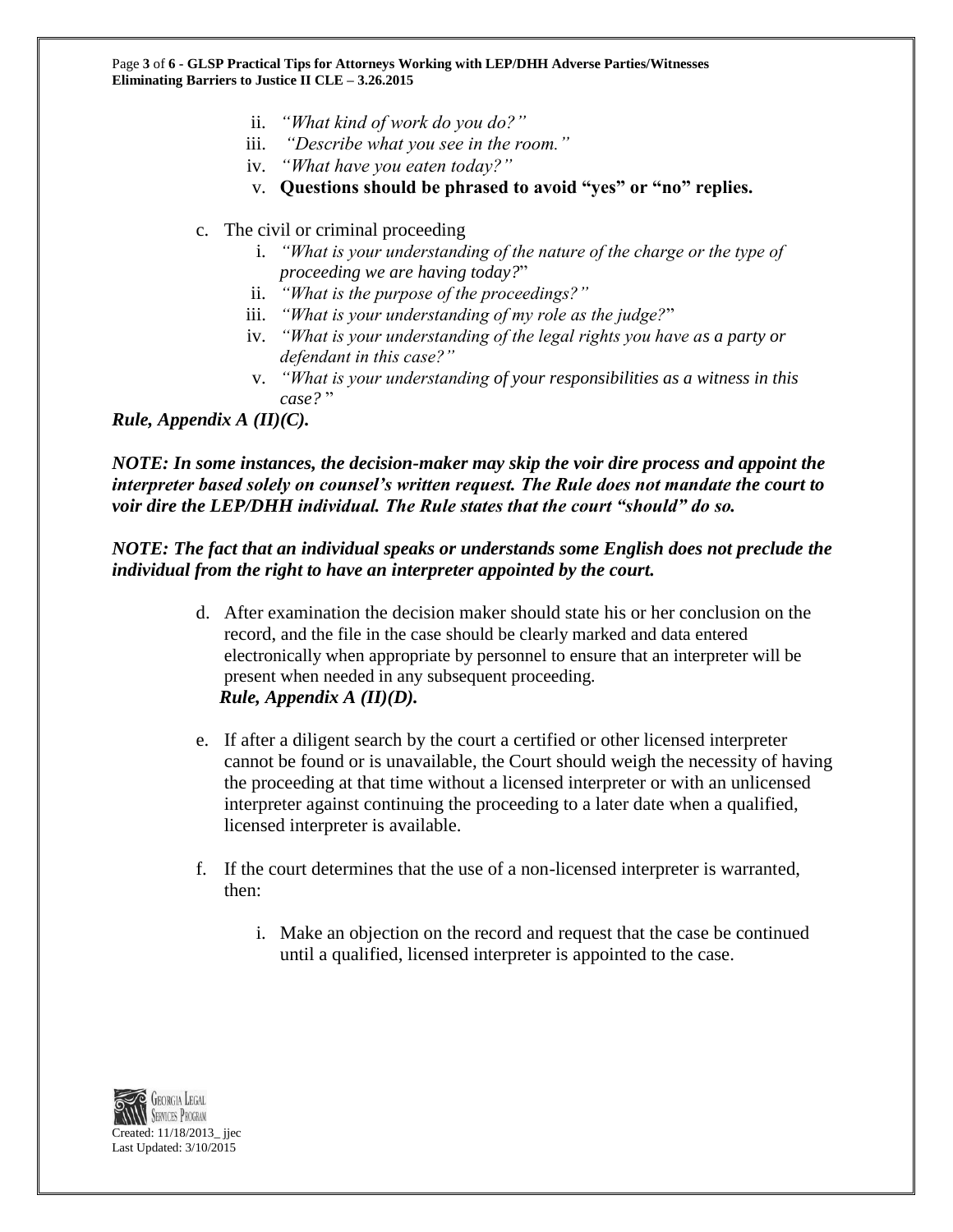ii. *"What kind of work do you do?"*
   iii. *"Describe what you see in the room."*
   iv. *"What have you eaten today?"*
   v. **Questions should be phrased to avoid "yes" or "no" replies.**

c. The civil or criminal proceeding
   i. *"What is your understanding of the nature of the charge or the type of proceeding we are having today?"*
   ii. *"What is the purpose of the proceedings?"*
   iii. *"What is your understanding of my role as the judge?"*
   iv. *"What is your understanding of the legal rights you have as a party or defendant in this case?"*
   v. *"What is your understanding of your responsibilities as a witness in this case?"*

***Rule, Appendix A (II)(C).***

***NOTE: In some instances, the decision-maker may skip the voir dire process and appoint the interpreter based solely on counsel's written request. The Rule does not mandate the court to voir dire the LEP/DHH individual. The Rule states that the court "should" do so.***

***NOTE: The fact that an individual speaks or understands some English does not preclude the individual from the right to have an interpreter appointed by the court.***

d. After examination the decision maker should state his or her conclusion on the record, and the file in the case should be clearly marked and data entered electronically when appropriate by personnel to ensure that an interpreter will be present when needed in any subsequent proceeding.
   ***Rule, Appendix A (II)(D).***

e. If after a diligent search by the court a certified or other licensed interpreter cannot be found or is unavailable, the Court should weigh the necessity of having the proceeding at that time without a licensed interpreter or with an unlicensed interpreter against continuing the proceeding to a later date when a qualified, licensed interpreter is available.

f. If the court determines that the use of a non-licensed interpreter is warranted, then:

   i. Make an objection on the record and request that the case be continued until a qualified, licensed interpreter is appointed to the case.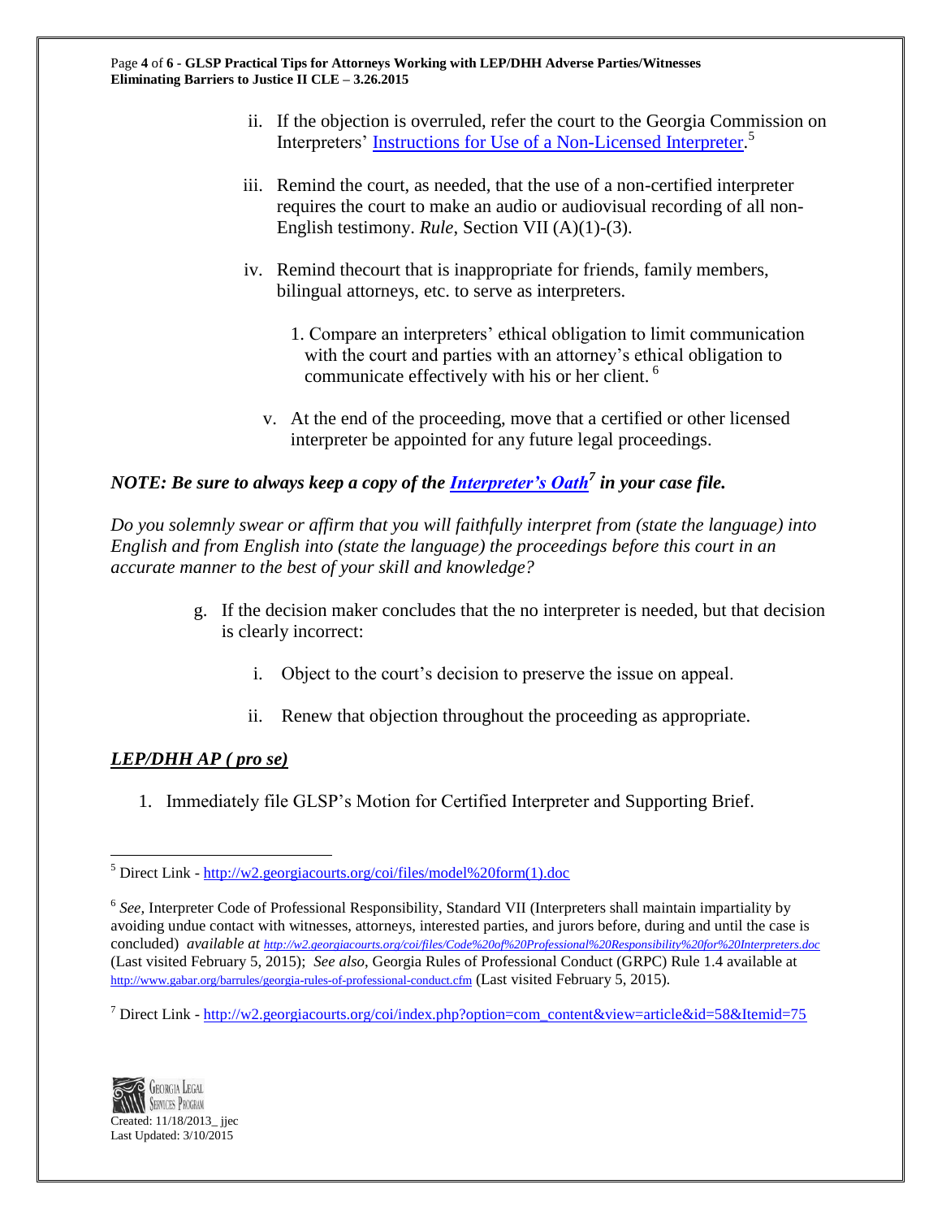ii. If the objection is overruled, refer the court to the Georgia Commission on Interpreters' [Instructions for Use of a Non-Licensed Interpreter](http://w2.georgiacourts.org/coi/files/model%20form(1).doc).[5]

iii. Remind the court, as needed, that the use of a non-certified interpreter requires the court to make an audio or audiovisual recording of all non-English testimony. *Rule*, Section VII (A)(1)-(3).

iv. Remind thecourt that is inappropriate for friends, family members, bilingual attorneys, etc. to serve as interpreters.

1. Compare an interpreters' ethical obligation to limit communication with the court and parties with an attorney's ethical obligation to communicate effectively with his or her client. [6]

v. At the end of the proceeding, move that a certified or other licensed interpreter be appointed for any future legal proceedings.

***NOTE: Be sure to always keep a copy of the [Interpreter's Oath](http://w2.georgiacourts.org/coi/index.php?option=com_content&view=article&id=58&Itemid=75)[7] in your case file.***

*Do you solemnly swear or affirm that you will faithfully interpret from (state the language) into English and from English into (state the language) the proceedings before this court in an accurate manner to the best of your skill and knowledge?*

g. If the decision maker concludes that the no interpreter is needed, but that decision is clearly incorrect:

i. Object to the court's decision to preserve the issue on appeal.

ii. Renew that objection throughout the proceeding as appropriate.

## ***LEP/DHH AP ( pro se)***

1. Immediately file GLSP's Motion for Certified Interpreter and Supporting Brief.

---

[5] Direct Link - http://w2.georgiacourts.org/coi/files/model%20form(1).doc

[6] *See,* Interpreter Code of Professional Responsibility, Standard VII (Interpreters shall maintain impartiality by avoiding undue contact with witnesses, attorneys, interested parties, and jurors before, during and until the case is concluded) *available at* http://w2.georgiacourts.org/coi/files/Code%20of%20Professional%20Responsibility%20for%20Interpreters.doc (Last visited February 5, 2015); *See also,* Georgia Rules of Professional Conduct (GRPC) Rule 1.4 available at http://www.gabar.org/barrules/georgia-rules-of-professional-conduct.cfm (Last visited February 5, 2015).

[7] Direct Link - http://w2.georgiacourts.org/coi/index.php?option=com_content&view=article&id=58&Itemid=75

Created: 11/18/2013_ jjec
Last Updated: 3/10/2015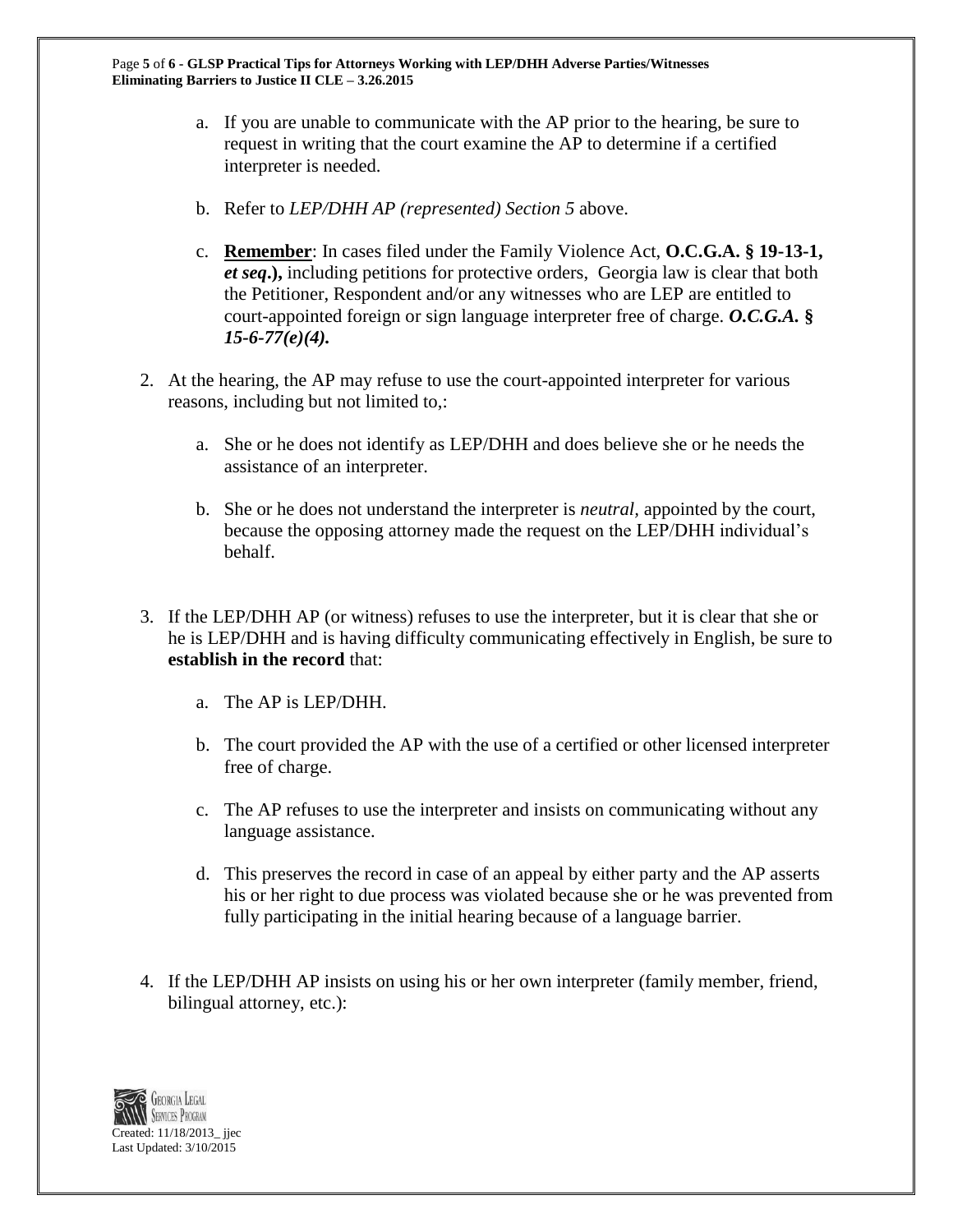a. If you are unable to communicate with the AP prior to the hearing, be sure to request in writing that the court examine the AP to determine if a certified interpreter is needed.

b. Refer to *LEP/DHH AP (represented) Section 5* above.

c. **Remember**: In cases filed under the Family Violence Act, **O.C.G.A. § 19-13-1, *et seq*.),** including petitions for protective orders, Georgia law is clear that both the Petitioner, Respondent and/or any witnesses who are LEP are entitled to court-appointed foreign or sign language interpreter free of charge. ***O.C.G.A. § 15-6-77(e)(4).***

2. At the hearing, the AP may refuse to use the court-appointed interpreter for various reasons, including but not limited to,:

   a. She or he does not identify as LEP/DHH and does believe she or he needs the assistance of an interpreter.

   b. She or he does not understand the interpreter is *neutral*, appointed by the court, because the opposing attorney made the request on the LEP/DHH individual's behalf.

3. If the LEP/DHH AP (or witness) refuses to use the interpreter, but it is clear that she or he is LEP/DHH and is having difficulty communicating effectively in English, be sure to **establish in the record** that:

   a. The AP is LEP/DHH.

   b. The court provided the AP with the use of a certified or other licensed interpreter free of charge.

   c. The AP refuses to use the interpreter and insists on communicating without any language assistance.

   d. This preserves the record in case of an appeal by either party and the AP asserts his or her right to due process was violated because she or he was prevented from fully participating in the initial hearing because of a language barrier.

4. If the LEP/DHH AP insists on using his or her own interpreter (family member, friend, bilingual attorney, etc.):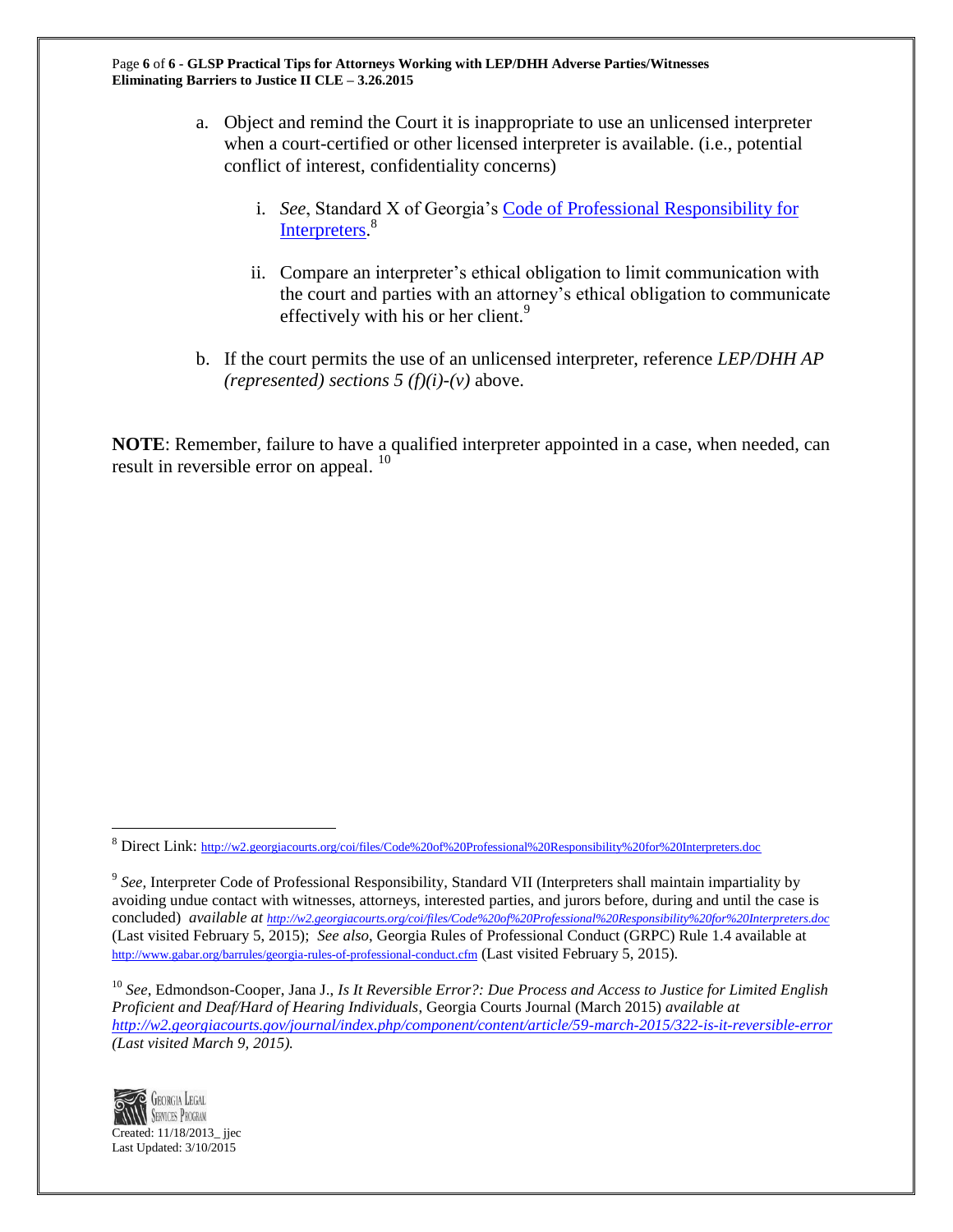a. Object and remind the Court it is inappropriate to use an unlicensed interpreter when a court-certified or other licensed interpreter is available. (i.e., potential conflict of interest, confidentiality concerns)

    i. *See*, Standard X of Georgia's [Code of Professional Responsibility for Interpreters](http://w2.georgiacourts.org/coi/files/Code%20of%20Professional%20Responsibility%20for%20Interpreters.doc).[8]

    ii. Compare an interpreter's ethical obligation to limit communication with the court and parties with an attorney's ethical obligation to communicate effectively with his or her client.[9]

b. If the court permits the use of an unlicensed interpreter, reference *LEP/DHH AP (represented) sections 5 (f)(i)-(v)* above.

**NOTE**: Remember, failure to have a qualified interpreter appointed in a case, when needed, can result in reversible error on appeal. [10]

---

[8] Direct Link: http://w2.georgiacourts.org/coi/files/Code%20of%20Professional%20Responsibility%20for%20Interpreters.doc

[9] *See,* Interpreter Code of Professional Responsibility, Standard VII (Interpreters shall maintain impartiality by avoiding undue contact with witnesses, attorneys, interested parties, and jurors before, during and until the case is concluded) *available at http://w2.georgiacourts.org/coi/files/Code%20of%20Professional%20Responsibility%20for%20Interpreters.doc* (Last visited February 5, 2015); *See also*, Georgia Rules of Professional Conduct (GRPC) Rule 1.4 available at http://www.gabar.org/barrules/georgia-rules-of-professional-conduct.cfm (Last visited February 5, 2015).

[10] *See*, Edmondson-Cooper, Jana J., *Is It Reversible Error?: Due Process and Access to Justice for Limited English Proficient and Deaf/Hard of Hearing Individuals*, Georgia Courts Journal (March 2015) *available at http://w2.georgiacourts.gov/journal/index.php/component/content/article/59-march-2015/322-is-it-reversible-error (Last visited March 9, 2015).*

Created: 11/18/2013_ jjec
Last Updated: 3/10/2015